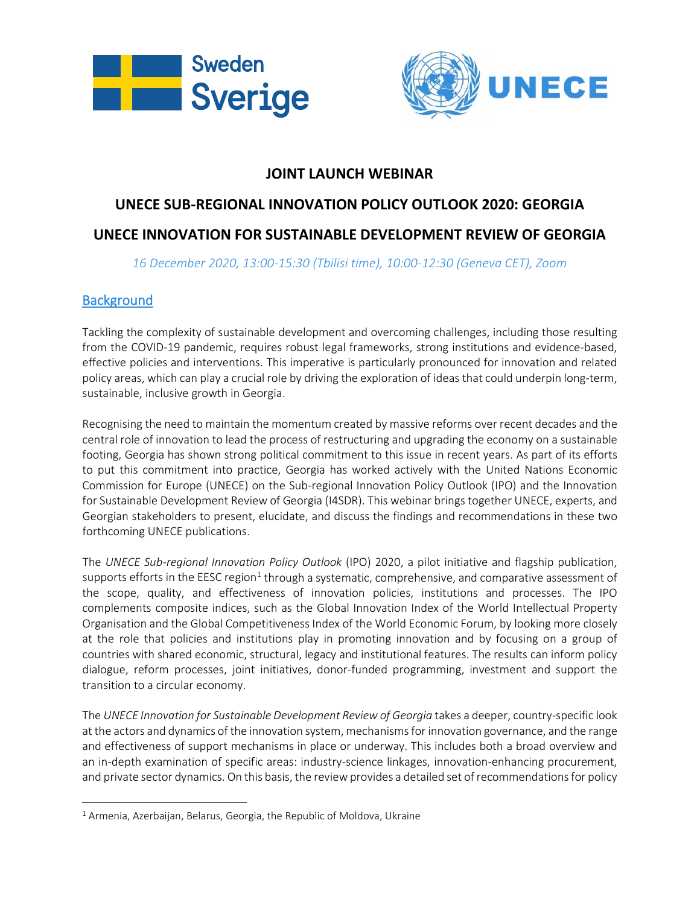# JOINT LAUNCH WEBINAR

## UNECE SUB-REGIONAL INNOVATION POLICY OUTLOOK 2020: GEORGIA

## UNECE INNOVATION FOR SUSTAINABLE DEVELOPMENT REVIEW OF GEORGIA

*16 December 2020, 13:00-15:30 (Tbilisi time), 10:00-12:30 (Geneva CET), Zoom*

## Background

Tackling the complexity of sustainable development and overcoming challenges, including those resulting from the COVID-19 pandemic, requires robust legal frameworks, strong institutions and evidence-based, effective policies and interventions. This imperative is particularly pronounced for innovation and related policy areas, which can play a crucial role by driving the exploration of ideas that could underpin long-term, sustainable, inclusive growth in Georgia.

Recognising the need to maintain the momentum created by massive reforms over recent decades and the central role of innovation to lead the process of restructuring and upgrading the economy on a sustainable footing, Georgia has shown strong political commitment to this issue in recent years. As part of its efforts to put this commitment into practice, Georgia has worked actively with the United Nations Economic Commission for Europe (UNECE) on the Sub-regional Innovation Policy Outlook (IPO) and the Innovation for Sustainable Development Review of Georgia (I4SDR). This webinar brings together UNECE, experts, and Georgian stakeholders to present, elucidate, and discuss the findings and recommendations in these two forthcoming UNECE publications.

The *UNECE Sub-regional Innovation Policy Outlook* (IPO) 2020, a pilot initiative and flagship publication, supports efforts in the EESC region[1] through a systematic, comprehensive, and comparative assessment of the scope, quality, and effectiveness of innovation policies, institutions and processes. The IPO complements composite indices, such as the Global Innovation Index of the World Intellectual Property Organisation and the Global Competitiveness Index of the World Economic Forum, by looking more closely at the role that policies and institutions play in promoting innovation and by focusing on a group of countries with shared economic, structural, legacy and institutional features. The results can inform policy dialogue, reform processes, joint initiatives, donor-funded programming, investment and support the transition to a circular economy.

The *UNECE Innovation for Sustainable Development Review of Georgia* takes a deeper, country-specific look at the actors and dynamics of the innovation system, mechanisms for innovation governance, and the range and effectiveness of support mechanisms in place or underway. This includes both a broad overview and an in-depth examination of specific areas: industry-science linkages, innovation-enhancing procurement, and private sector dynamics. On this basis, the review provides a detailed set of recommendations for policy

[1] Armenia, Azerbaijan, Belarus, Georgia, the Republic of Moldova, Ukraine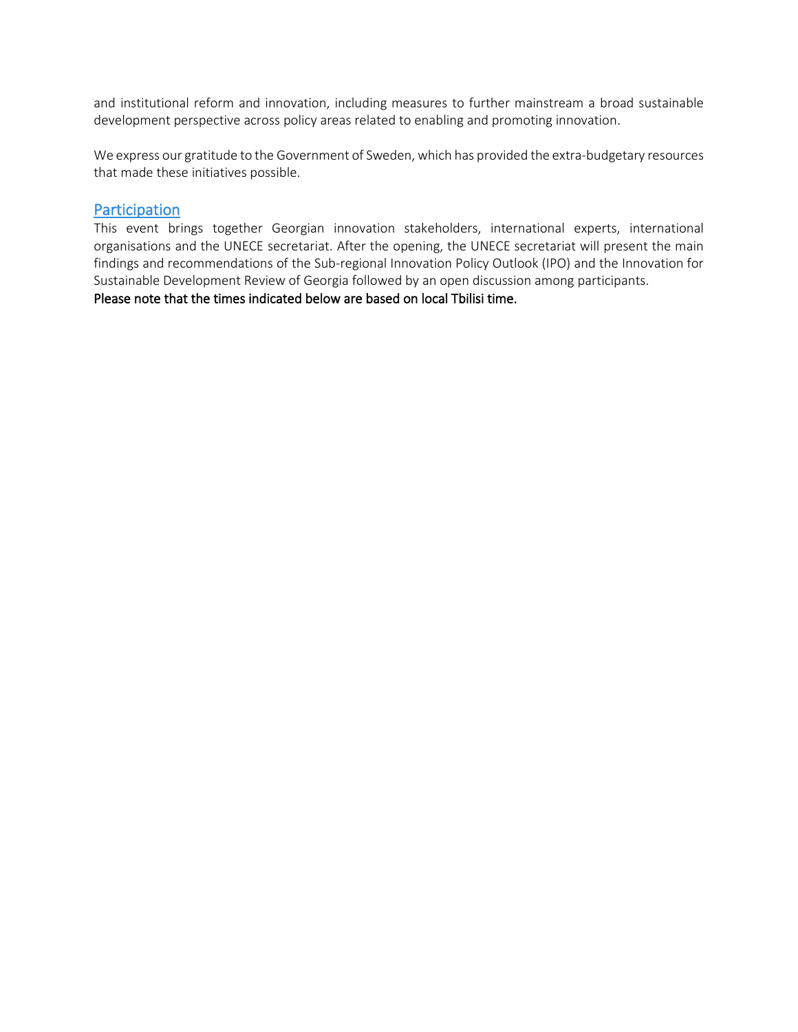and institutional reform and innovation, including measures to further mainstream a broad sustainable development perspective across policy areas related to enabling and promoting innovation.

We express our gratitude to the Government of Sweden, which has provided the extra-budgetary resources that made these initiatives possible.

## Participation

This event brings together Georgian innovation stakeholders, international experts, international organisations and the UNECE secretariat. After the opening, the UNECE secretariat will present the main findings and recommendations of the Sub-regional Innovation Policy Outlook (IPO) and the Innovation for Sustainable Development Review of Georgia followed by an open discussion among participants.

**Please note that the times indicated below are based on local Tbilisi time.**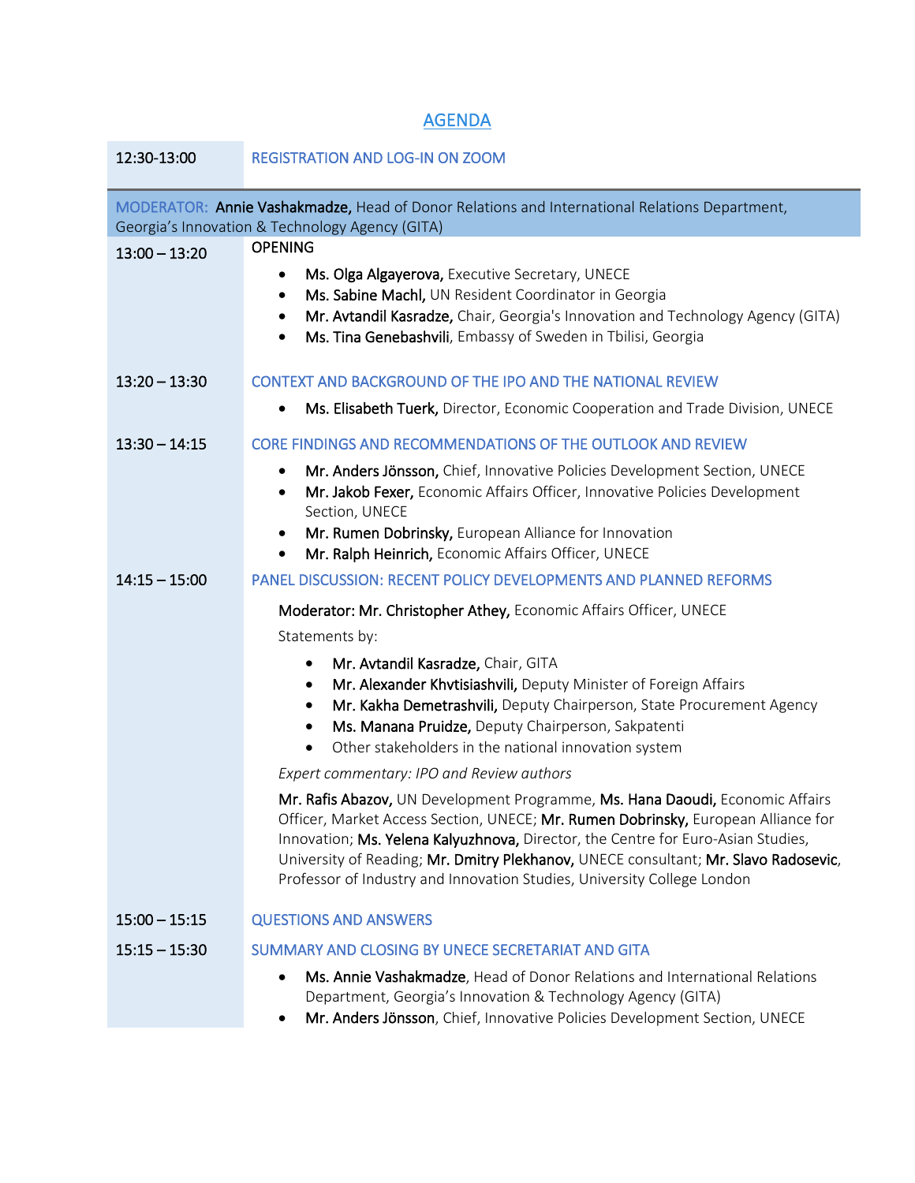# AGENDA

**12:30-13:00** REGISTRATION AND LOG-IN ON ZOOM

MODERATOR: **Annie Vashakmadze,** Head of Donor Relations and International Relations Department, Georgia's Innovation & Technology Agency (GITA)

**13:00 – 13:20** OPENING

- **Ms. Olga Algayerova,** Executive Secretary, UNECE
- **Ms. Sabine Machl,** UN Resident Coordinator in Georgia
- **Mr. Avtandil Kasradze,** Chair, Georgia's Innovation and Technology Agency (GITA)
- **Ms. Tina Genebashvili**, Embassy of Sweden in Tbilisi, Georgia

**13:20 – 13:30** CONTEXT AND BACKGROUND OF THE IPO AND THE NATIONAL REVIEW

- **Ms. Elisabeth Tuerk,** Director, Economic Cooperation and Trade Division, UNECE

**13:30 – 14:15** CORE FINDINGS AND RECOMMENDATIONS OF THE OUTLOOK AND REVIEW

- **Mr. Anders Jönsson,** Chief, Innovative Policies Development Section, UNECE
- **Mr. Jakob Fexer,** Economic Affairs Officer, Innovative Policies Development Section, UNECE
- **Mr. Rumen Dobrinsky,** European Alliance for Innovation
- **Mr. Ralph Heinrich,** Economic Affairs Officer, UNECE

**14:15 – 15:00** PANEL DISCUSSION: RECENT POLICY DEVELOPMENTS AND PLANNED REFORMS

Moderator: **Mr. Christopher Athey,** Economic Affairs Officer, UNECE

Statements by:

- **Mr. Avtandil Kasradze,** Chair, GITA
- **Mr. Alexander Khvtisiashvili,** Deputy Minister of Foreign Affairs
- **Mr. Kakha Demetrashvili,** Deputy Chairperson, State Procurement Agency
- **Ms. Manana Pruidze,** Deputy Chairperson, Sakpatenti
- Other stakeholders in the national innovation system

*Expert commentary: IPO and Review authors*

**Mr. Rafis Abazov,** UN Development Programme, **Ms. Hana Daoudi,** Economic Affairs Officer, Market Access Section, UNECE; **Mr. Rumen Dobrinsky,** European Alliance for Innovation; **Ms. Yelena Kalyuzhnova,** Director, the Centre for Euro-Asian Studies, University of Reading; **Mr. Dmitry Plekhanov,** UNECE consultant; **Mr. Slavo Radosevic**, Professor of Industry and Innovation Studies, University College London

**15:00 – 15:15** QUESTIONS AND ANSWERS

**15:15 – 15:30** SUMMARY AND CLOSING BY UNECE SECRETARIAT AND GITA

- **Ms. Annie Vashakmadze**, Head of Donor Relations and International Relations Department, Georgia's Innovation & Technology Agency (GITA)
- **Mr. Anders Jönsson**, Chief, Innovative Policies Development Section, UNECE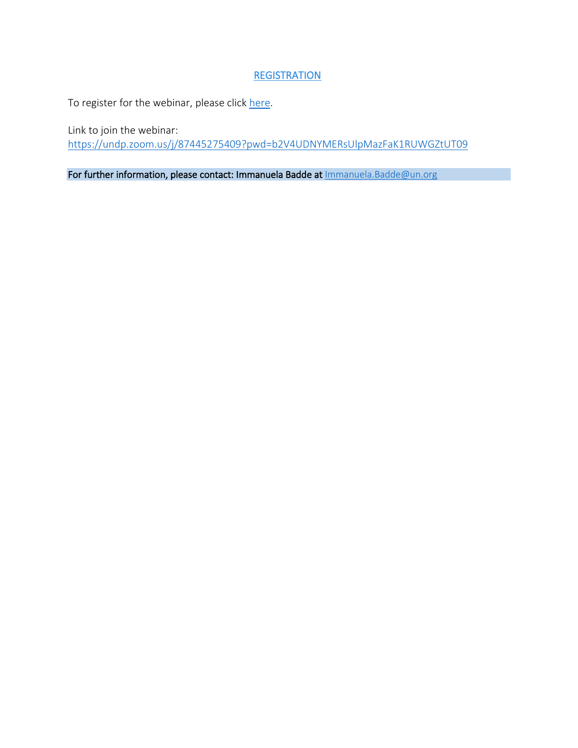## REGISTRATION

To register for the webinar, please click here.

Link to join the webinar:
https://undp.zoom.us/j/87445275409?pwd=b2V4UDNYMERsUlpMazFaK1RUWGZtUT09

**For further information, please contact: Immanuela Badde at** Immanuela.Badde@un.org